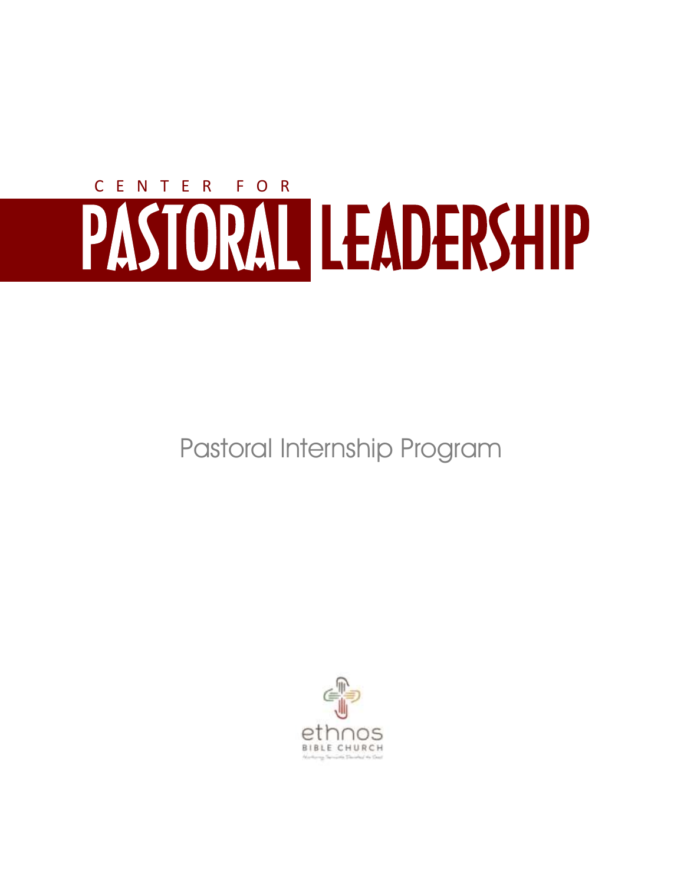# CENTER FOR PASTORAL LEADERSHIP

## Pastoral Internship Program

ethnos
BIBLE CHURCH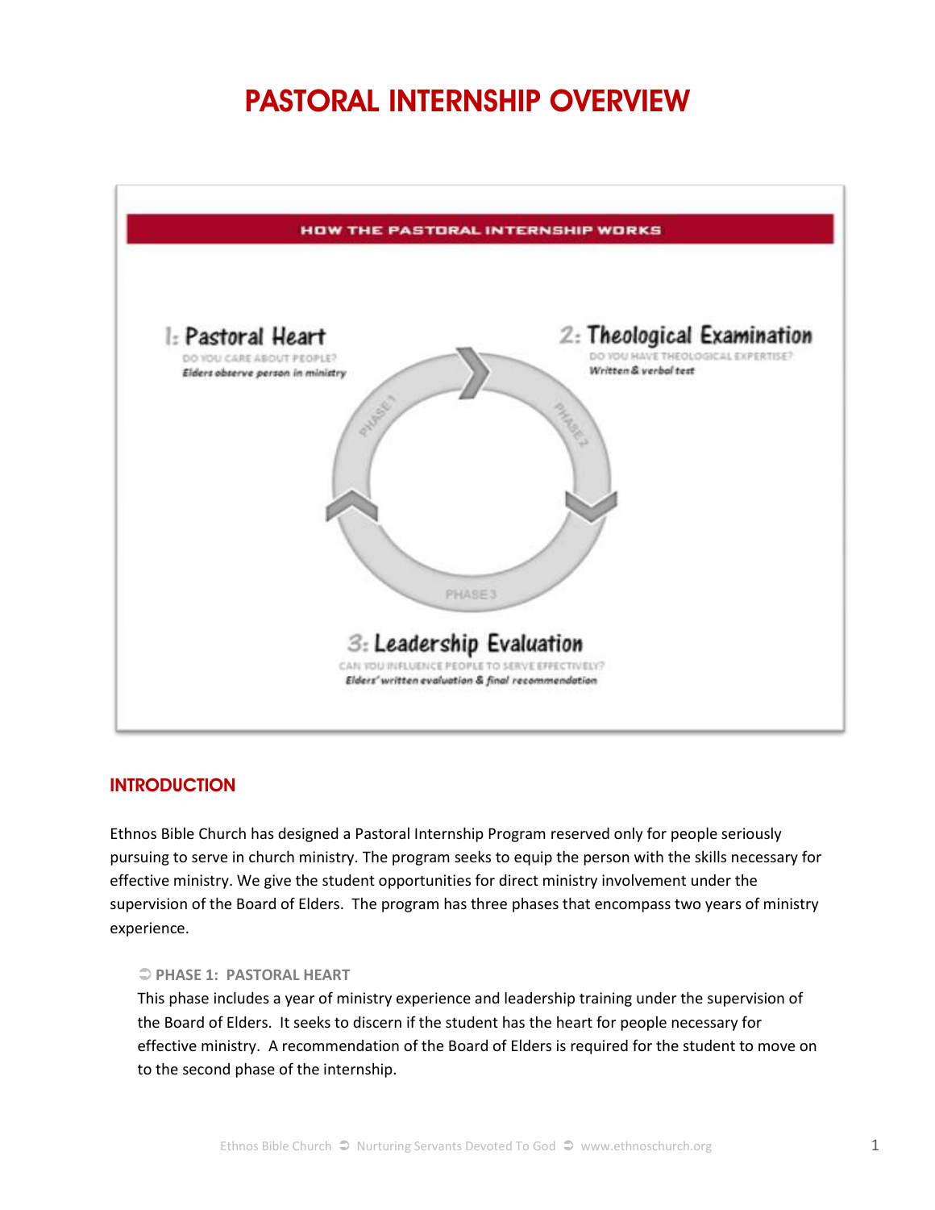# PASTORAL INTERNSHIP OVERVIEW

HOW THE PASTORAL INTERNSHIP WORKS

**1: Pastoral Heart**
DO YOU CARE ABOUT PEOPLE?
*Elders observe person in ministry*

**2: Theological Examination**
DO YOU HAVE THEOLOGICAL EXPERTISE?
*Written & verbal test*

**3: Leadership Evaluation**
CAN YOU INFLUENCE PEOPLE TO SERVE EFFECTIVELY?
*Elders' written evaluation & final recommendation*

PHASE 1 · PHASE 2 · PHASE 3

## INTRODUCTION

Ethnos Bible Church has designed a Pastoral Internship Program reserved only for people seriously pursuing to serve in church ministry. The program seeks to equip the person with the skills necessary for effective ministry. We give the student opportunities for direct ministry involvement under the supervision of the Board of Elders. The program has three phases that encompass two years of ministry experience.

### ➲ PHASE 1: PASTORAL HEART

This phase includes a year of ministry experience and leadership training under the supervision of the Board of Elders. It seeks to discern if the student has the heart for people necessary for effective ministry. A recommendation of the Board of Elders is required for the student to move on to the second phase of the internship.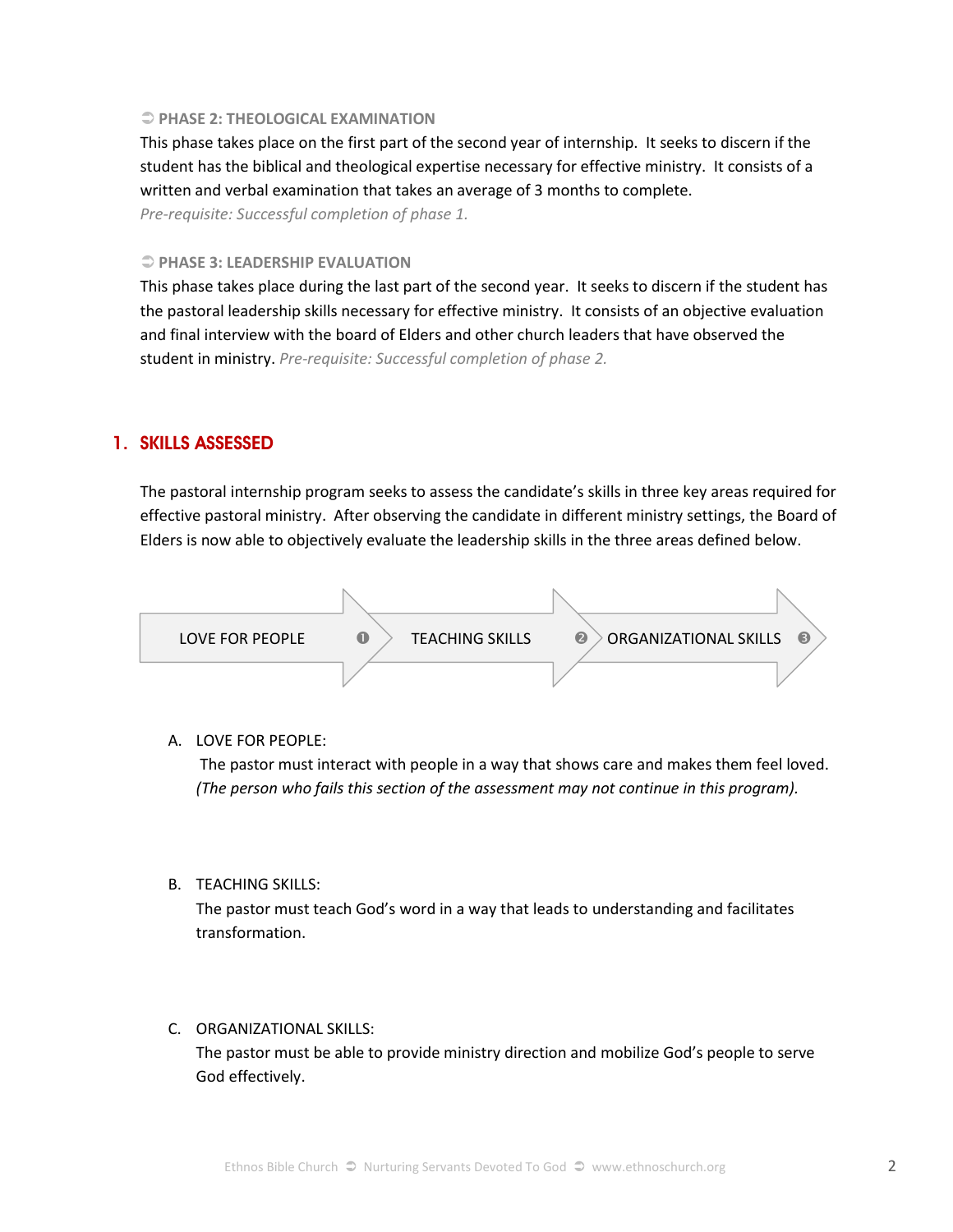### ➲ PHASE 2: THEOLOGICAL EXAMINATION

This phase takes place on the first part of the second year of internship. It seeks to discern if the student has the biblical and theological expertise necessary for effective ministry. It consists of a written and verbal examination that takes an average of 3 months to complete.
*Pre-requisite: Successful completion of phase 1.*

### ➲ PHASE 3: LEADERSHIP EVALUATION

This phase takes place during the last part of the second year. It seeks to discern if the student has the pastoral leadership skills necessary for effective ministry. It consists of an objective evaluation and final interview with the board of Elders and other church leaders that have observed the student in ministry. *Pre-requisite: Successful completion of phase 2.*

## 1. SKILLS ASSESSED

The pastoral internship program seeks to assess the candidate's skills in three key areas required for effective pastoral ministry. After observing the candidate in different ministry settings, the Board of Elders is now able to objectively evaluate the leadership skills in the three areas defined below.

LOVE FOR PEOPLE ❶ → TEACHING SKILLS ❷ → ORGANIZATIONAL SKILLS ❸

A. LOVE FOR PEOPLE:
   The pastor must interact with people in a way that shows care and makes them feel loved. *(The person who fails this section of the assessment may not continue in this program).*

B. TEACHING SKILLS:
   The pastor must teach God's word in a way that leads to understanding and facilitates transformation.

C. ORGANIZATIONAL SKILLS:
   The pastor must be able to provide ministry direction and mobilize God's people to serve God effectively.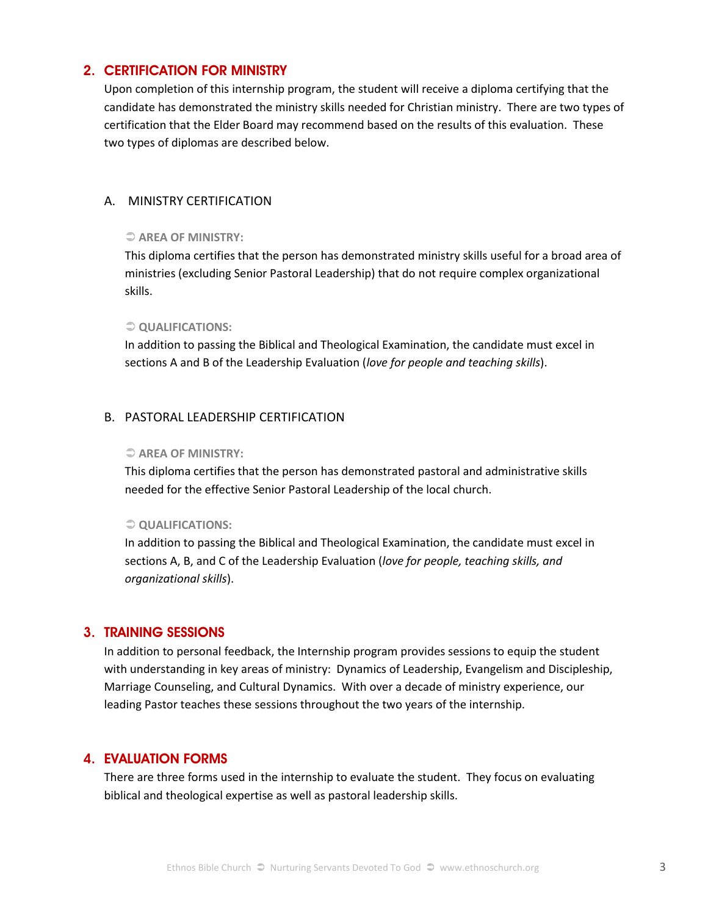## 2. CERTIFICATION FOR MINISTRY

Upon completion of this internship program, the student will receive a diploma certifying that the candidate has demonstrated the ministry skills needed for Christian ministry. There are two types of certification that the Elder Board may recommend based on the results of this evaluation. These two types of diplomas are described below.

### A. MINISTRY CERTIFICATION

➲ **AREA OF MINISTRY:**

This diploma certifies that the person has demonstrated ministry skills useful for a broad area of ministries (excluding Senior Pastoral Leadership) that do not require complex organizational skills.

➲ **QUALIFICATIONS:**

In addition to passing the Biblical and Theological Examination, the candidate must excel in sections A and B of the Leadership Evaluation (*love for people and teaching skills*).

### B. PASTORAL LEADERSHIP CERTIFICATION

➲ **AREA OF MINISTRY:**

This diploma certifies that the person has demonstrated pastoral and administrative skills needed for the effective Senior Pastoral Leadership of the local church.

➲ **QUALIFICATIONS:**

In addition to passing the Biblical and Theological Examination, the candidate must excel in sections A, B, and C of the Leadership Evaluation (*love for people, teaching skills, and organizational skills*).

## 3. TRAINING SESSIONS

In addition to personal feedback, the Internship program provides sessions to equip the student with understanding in key areas of ministry: Dynamics of Leadership, Evangelism and Discipleship, Marriage Counseling, and Cultural Dynamics. With over a decade of ministry experience, our leading Pastor teaches these sessions throughout the two years of the internship.

## 4. EVALUATION FORMS

There are three forms used in the internship to evaluate the student. They focus on evaluating biblical and theological expertise as well as pastoral leadership skills.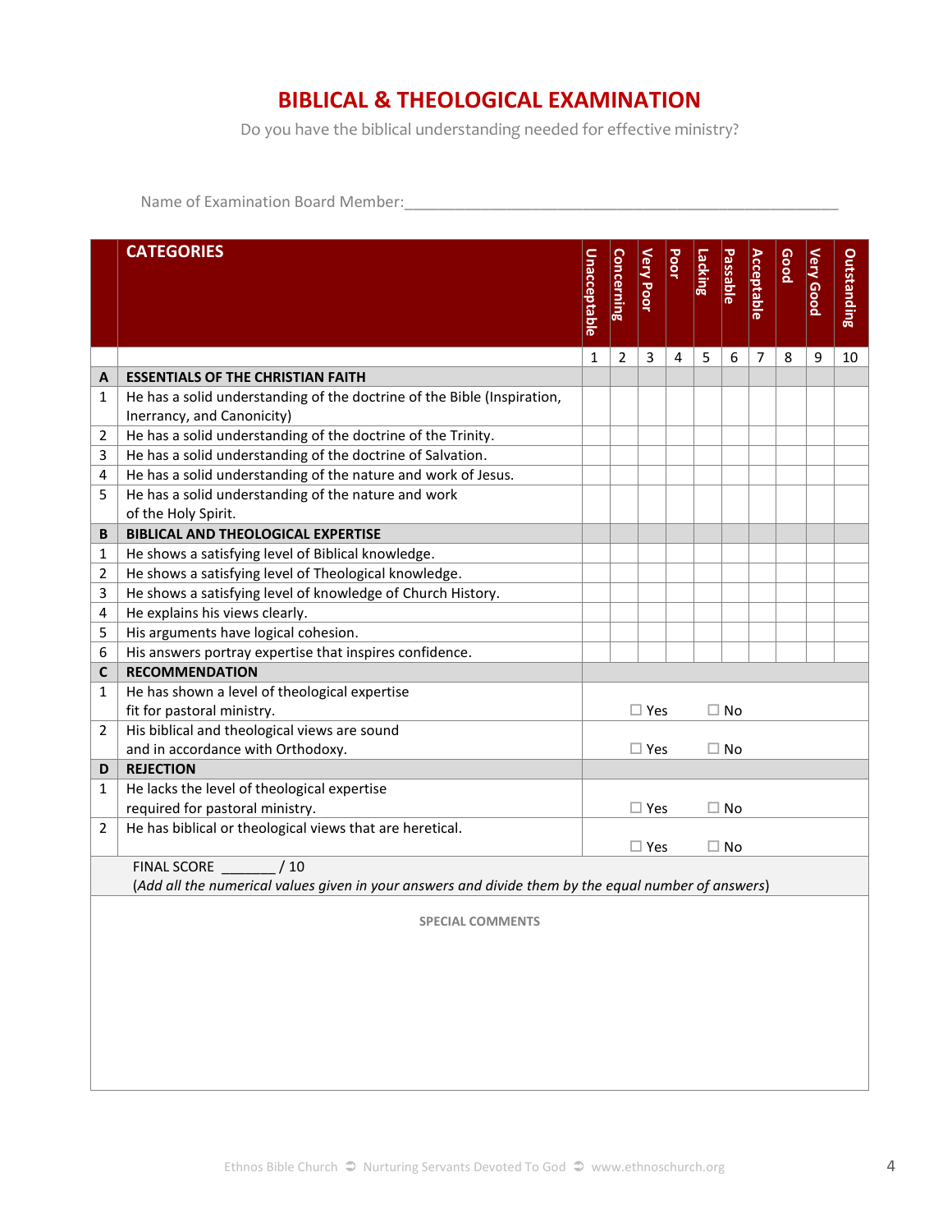# BIBLICAL & THEOLOGICAL EXAMINATION

Do you have the biblical understanding needed for effective ministry?

Name of Examination Board Member:______________________________________________

| | CATEGORIES | Unacceptable | Concerning | Very Poor | Poor | Lacking | Passable | Acceptable | Good | Very Good | Outstanding |
|---|---|---|---|---|---|---|---|---|---|---|---|
| | | 1 | 2 | 3 | 4 | 5 | 6 | 7 | 8 | 9 | 10 |
| **A** | **ESSENTIALS OF THE CHRISTIAN FAITH** | | | | | | | | | | |
| 1 | He has a solid understanding of the doctrine of the Bible (Inspiration, Inerrancy, and Canonicity) | | | | | | | | | | |
| 2 | He has a solid understanding of the doctrine of the Trinity. | | | | | | | | | | |
| 3 | He has a solid understanding of the doctrine of Salvation. | | | | | | | | | | |
| 4 | He has a solid understanding of the nature and work of Jesus. | | | | | | | | | | |
| 5 | He has a solid understanding of the nature and work of the Holy Spirit. | | | | | | | | | | |
| **B** | **BIBLICAL AND THEOLOGICAL EXPERTISE** | | | | | | | | | | |
| 1 | He shows a satisfying level of Biblical knowledge. | | | | | | | | | | |
| 2 | He shows a satisfying level of Theological knowledge. | | | | | | | | | | |
| 3 | He shows a satisfying level of knowledge of Church History. | | | | | | | | | | |
| 4 | He explains his views clearly. | | | | | | | | | | |
| 5 | His arguments have logical cohesion. | | | | | | | | | | |
| 6 | His answers portray expertise that inspires confidence. | | | | | | | | | | |
| **C** | **RECOMMENDATION** | | | | | | | | | | |
| 1 | He has shown a level of theological expertise fit for pastoral ministry. | ☐ Yes ☐ No | | | | | | | | | |
| 2 | His biblical and theological views are sound and in accordance with Orthodoxy. | ☐ Yes ☐ No | | | | | | | | | |
| **D** | **REJECTION** | | | | | | | | | | |
| 1 | He lacks the level of theological expertise required for pastoral ministry. | ☐ Yes ☐ No | | | | | | | | | |
| 2 | He has biblical or theological views that are heretical. | ☐ Yes ☐ No | | | | | | | | | |

FINAL SCORE _______ / 10

(*Add all the numerical values given in your answers and divide them by the equal number of answers*)

SPECIAL COMMENTS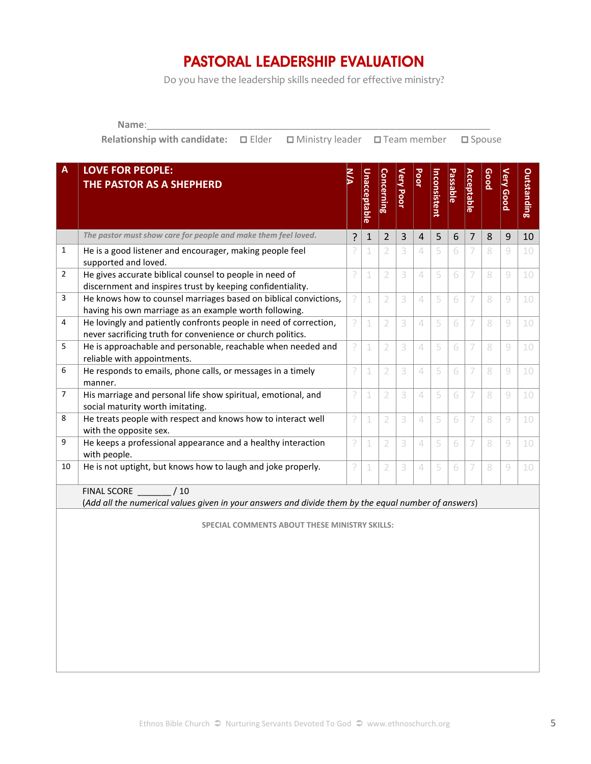# PASTORAL LEADERSHIP EVALUATION

Do you have the leadership skills needed for effective ministry?

**Name**:_______________________________________________________________

**Relationship with candidate:** ☐ Elder ☐ Ministry leader ☐ Team member ☐ Spouse

| A | LOVE FOR PEOPLE: THE PASTOR AS A SHEPHERD | N/A | Unacceptable | Concerning | Very Poor | Poor | Inconsistent | Passable | Acceptable | Good | Very Good | Outstanding |
|---|---|---|---|---|---|---|---|---|---|---|---|---|
| | *The pastor must show care for people and make them feel loved.* | ? | 1 | 2 | 3 | 4 | 5 | 6 | 7 | 8 | 9 | 10 |
| 1 | He is a good listener and encourager, making people feel supported and loved. | ? | 1 | 2 | 3 | 4 | 5 | 6 | 7 | 8 | 9 | 10 |
| 2 | He gives accurate biblical counsel to people in need of discernment and inspires trust by keeping confidentiality. | ? | 1 | 2 | 3 | 4 | 5 | 6 | 7 | 8 | 9 | 10 |
| 3 | He knows how to counsel marriages based on biblical convictions, having his own marriage as an example worth following. | ? | 1 | 2 | 3 | 4 | 5 | 6 | 7 | 8 | 9 | 10 |
| 4 | He lovingly and patiently confronts people in need of correction, never sacrificing truth for convenience or church politics. | ? | 1 | 2 | 3 | 4 | 5 | 6 | 7 | 8 | 9 | 10 |
| 5 | He is approachable and personable, reachable when needed and reliable with appointments. | ? | 1 | 2 | 3 | 4 | 5 | 6 | 7 | 8 | 9 | 10 |
| 6 | He responds to emails, phone calls, or messages in a timely manner. | ? | 1 | 2 | 3 | 4 | 5 | 6 | 7 | 8 | 9 | 10 |
| 7 | His marriage and personal life show spiritual, emotional, and social maturity worth imitating. | ? | 1 | 2 | 3 | 4 | 5 | 6 | 7 | 8 | 9 | 10 |
| 8 | He treats people with respect and knows how to interact well with the opposite sex. | ? | 1 | 2 | 3 | 4 | 5 | 6 | 7 | 8 | 9 | 10 |
| 9 | He keeps a professional appearance and a healthy interaction with people. | ? | 1 | 2 | 3 | 4 | 5 | 6 | 7 | 8 | 9 | 10 |
| 10 | He is not uptight, but knows how to laugh and joke properly. | ? | 1 | 2 | 3 | 4 | 5 | 6 | 7 | 8 | 9 | 10 |

FINAL SCORE _______ / 10
(*Add all the numerical values given in your answers and divide them by the equal number of answers*)

**SPECIAL COMMENTS ABOUT THESE MINISTRY SKILLS:**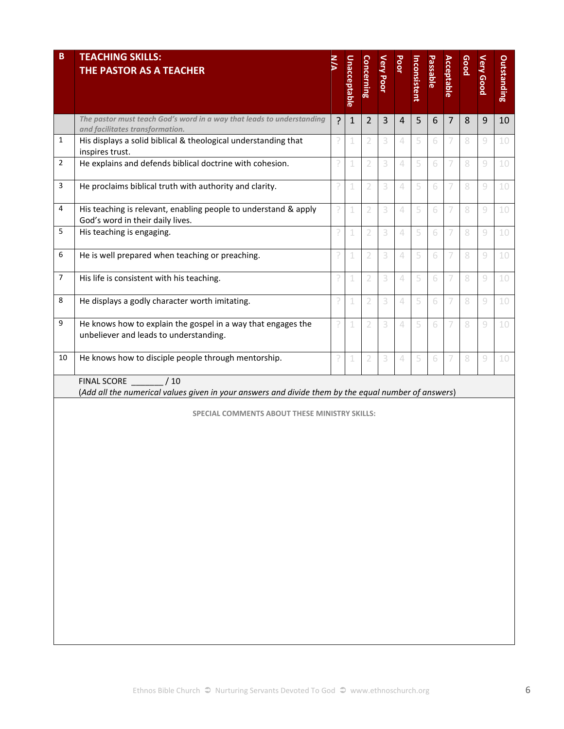| B | TEACHING SKILLS: THE PASTOR AS A TEACHER | N/A | Unacceptable | Concerning | Very Poor | Poor | Inconsistent | Passable | Acceptable | Good | Very Good | Outstanding |
|---|---|---|---|---|---|---|---|---|---|---|---|---|
| | *The pastor must teach God's word in a way that leads to understanding and facilitates transformation.* | ? | 1 | 2 | 3 | 4 | 5 | 6 | 7 | 8 | 9 | 10 |
| 1 | His displays a solid biblical & theological understanding that inspires trust. | ? | 1 | 2 | 3 | 4 | 5 | 6 | 7 | 8 | 9 | 10 |
| 2 | He explains and defends biblical doctrine with cohesion. | ? | 1 | 2 | 3 | 4 | 5 | 6 | 7 | 8 | 9 | 10 |
| 3 | He proclaims biblical truth with authority and clarity. | ? | 1 | 2 | 3 | 4 | 5 | 6 | 7 | 8 | 9 | 10 |
| 4 | His teaching is relevant, enabling people to understand & apply God's word in their daily lives. | ? | 1 | 2 | 3 | 4 | 5 | 6 | 7 | 8 | 9 | 10 |
| 5 | His teaching is engaging. | ? | 1 | 2 | 3 | 4 | 5 | 6 | 7 | 8 | 9 | 10 |
| 6 | He is well prepared when teaching or preaching. | ? | 1 | 2 | 3 | 4 | 5 | 6 | 7 | 8 | 9 | 10 |
| 7 | His life is consistent with his teaching. | ? | 1 | 2 | 3 | 4 | 5 | 6 | 7 | 8 | 9 | 10 |
| 8 | He displays a godly character worth imitating. | ? | 1 | 2 | 3 | 4 | 5 | 6 | 7 | 8 | 9 | 10 |
| 9 | He knows how to explain the gospel in a way that engages the unbeliever and leads to understanding. | ? | 1 | 2 | 3 | 4 | 5 | 6 | 7 | 8 | 9 | 10 |
| 10 | He knows how to disciple people through mentorship. | ? | 1 | 2 | 3 | 4 | 5 | 6 | 7 | 8 | 9 | 10 |

FINAL SCORE _______ / 10
(*Add all the numerical values given in your answers and divide them by the equal number of answers*)

**SPECIAL COMMENTS ABOUT THESE MINISTRY SKILLS:**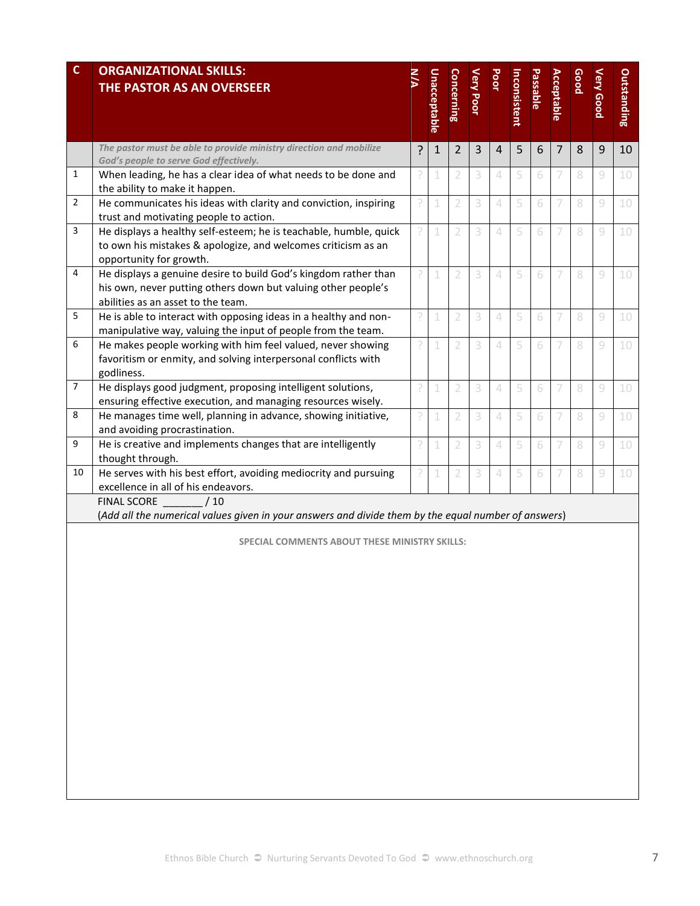| C | ORGANIZATIONAL SKILLS: THE PASTOR AS AN OVERSEER | N/A | Unacceptable | Concerning | Very Poor | Poor | Inconsistent | Passable | Acceptable | Good | Very Good | Outstanding |
|---|---|---|---|---|---|---|---|---|---|---|---|---|
| | *The pastor must be able to provide ministry direction and mobilize God's people to serve God effectively.* | ? | 1 | 2 | 3 | 4 | 5 | 6 | 7 | 8 | 9 | 10 |
| 1 | When leading, he has a clear idea of what needs to be done and the ability to make it happen. | ? | 1 | 2 | 3 | 4 | 5 | 6 | 7 | 8 | 9 | 10 |
| 2 | He communicates his ideas with clarity and conviction, inspiring trust and motivating people to action. | ? | 1 | 2 | 3 | 4 | 5 | 6 | 7 | 8 | 9 | 10 |
| 3 | He displays a healthy self-esteem; he is teachable, humble, quick to own his mistakes & apologize, and welcomes criticism as an opportunity for growth. | ? | 1 | 2 | 3 | 4 | 5 | 6 | 7 | 8 | 9 | 10 |
| 4 | He displays a genuine desire to build God's kingdom rather than his own, never putting others down but valuing other people's abilities as an asset to the team. | ? | 1 | 2 | 3 | 4 | 5 | 6 | 7 | 8 | 9 | 10 |
| 5 | He is able to interact with opposing ideas in a healthy and non-manipulative way, valuing the input of people from the team. | ? | 1 | 2 | 3 | 4 | 5 | 6 | 7 | 8 | 9 | 10 |
| 6 | He makes people working with him feel valued, never showing favoritism or enmity, and solving interpersonal conflicts with godliness. | ? | 1 | 2 | 3 | 4 | 5 | 6 | 7 | 8 | 9 | 10 |
| 7 | He displays good judgment, proposing intelligent solutions, ensuring effective execution, and managing resources wisely. | ? | 1 | 2 | 3 | 4 | 5 | 6 | 7 | 8 | 9 | 10 |
| 8 | He manages time well, planning in advance, showing initiative, and avoiding procrastination. | ? | 1 | 2 | 3 | 4 | 5 | 6 | 7 | 8 | 9 | 10 |
| 9 | He is creative and implements changes that are intelligently thought through. | ? | 1 | 2 | 3 | 4 | 5 | 6 | 7 | 8 | 9 | 10 |
| 10 | He serves with his best effort, avoiding mediocrity and pursuing excellence in all of his endeavors. | ? | 1 | 2 | 3 | 4 | 5 | 6 | 7 | 8 | 9 | 10 |
| | FINAL SCORE _______ / 10 (*Add all the numerical values given in your answers and divide them by the equal number of answers*) | | | | | | | | | | | |

**SPECIAL COMMENTS ABOUT THESE MINISTRY SKILLS:**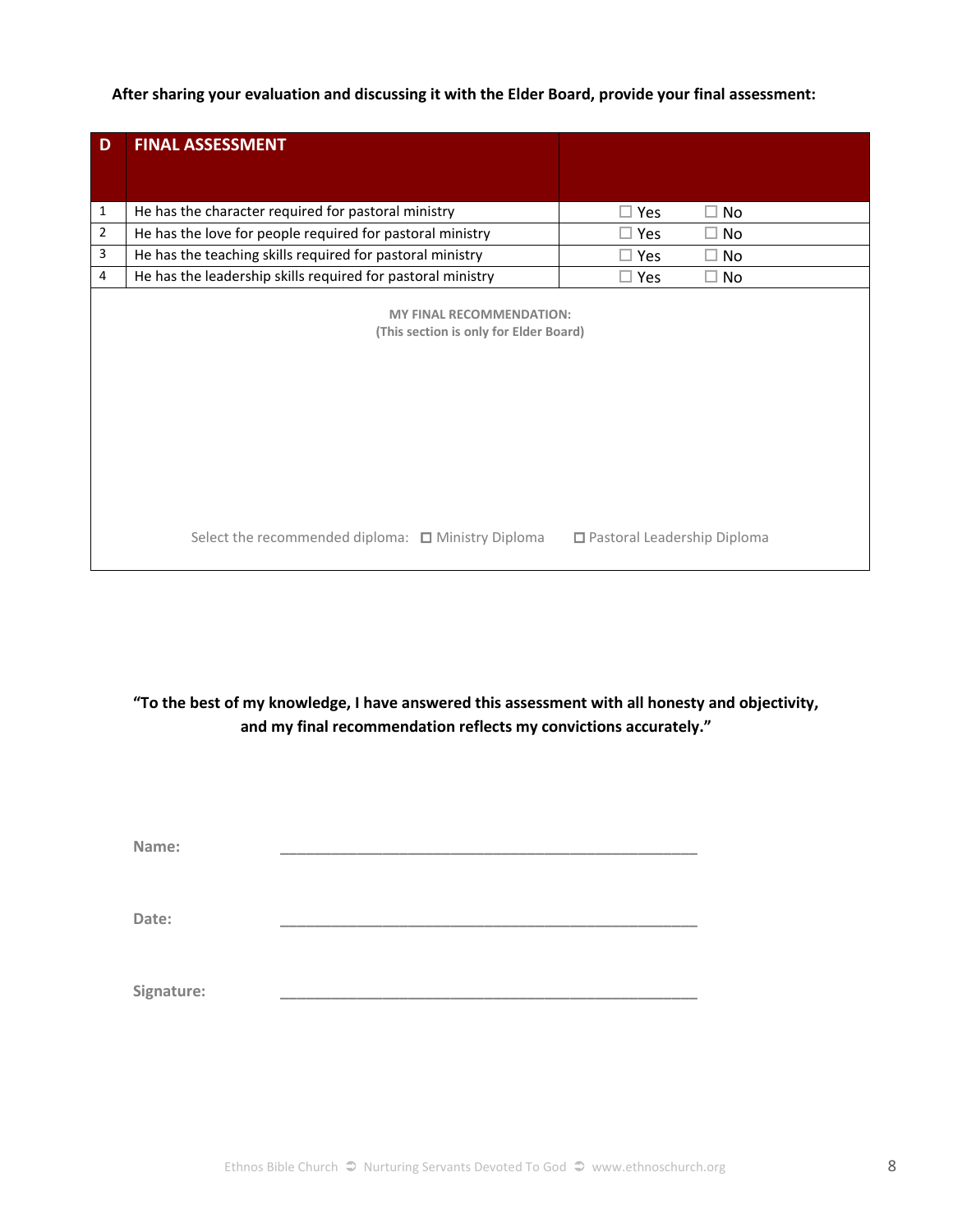**After sharing your evaluation and discussing it with the Elder Board, provide your final assessment:**

| D | FINAL ASSESSMENT | | |
|---|---|---|---|
| 1 | He has the character required for pastoral ministry | ☐ Yes | ☐ No |
| 2 | He has the love for people required for pastoral ministry | ☐ Yes | ☐ No |
| 3 | He has the teaching skills required for pastoral ministry | ☐ Yes | ☐ No |
| 4 | He has the leadership skills required for pastoral ministry | ☐ Yes | ☐ No |

**MY FINAL RECOMMENDATION:**
**(This section is only for Elder Board)**

Select the recommended diploma: ☐ Ministry Diploma ☐ Pastoral Leadership Diploma

**"To the best of my knowledge, I have answered this assessment with all honesty and objectivity, and my final recommendation reflects my convictions accurately."**

**Name:** ___________________________________________________

**Date:** ___________________________________________________

**Signature:** ___________________________________________________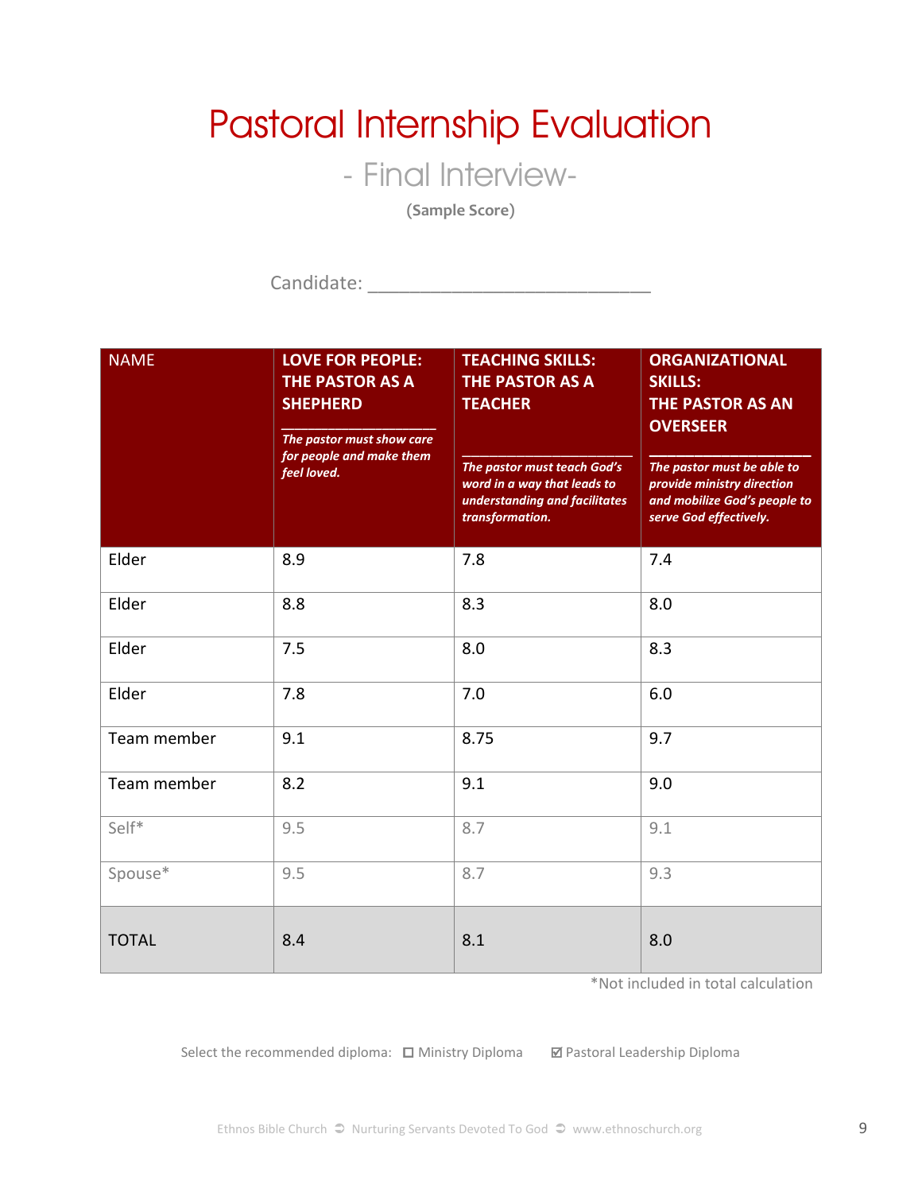# Pastoral Internship Evaluation

## - Final Interview-

**(Sample Score)**

Candidate: ____________________________

| NAME | LOVE FOR PEOPLE: THE PASTOR AS A SHEPHERD ___________________ *The pastor must show care for people and make them feel loved.* | TEACHING SKILLS: THE PASTOR AS A TEACHER ___________________ *The pastor must teach God's word in a way that leads to understanding and facilitates transformation.* | ORGANIZATIONAL SKILLS: THE PASTOR AS AN OVERSEER ___________________ *The pastor must be able to provide ministry direction and mobilize God's people to serve God effectively.* |
|---|---|---|---|
| Elder | 8.9 | 7.8 | 7.4 |
| Elder | 8.8 | 8.3 | 8.0 |
| Elder | 7.5 | 8.0 | 8.3 |
| Elder | 7.8 | 7.0 | 6.0 |
| Team member | 9.1 | 8.75 | 9.7 |
| Team member | 8.2 | 9.1 | 9.0 |
| Self* | 9.5 | 8.7 | 9.1 |
| Spouse* | 9.5 | 8.7 | 9.3 |
| TOTAL | 8.4 | 8.1 | 8.0 |

*Not included in total calculation

Select the recommended diploma: ☐ Ministry Diploma ☑ Pastoral Leadership Diploma